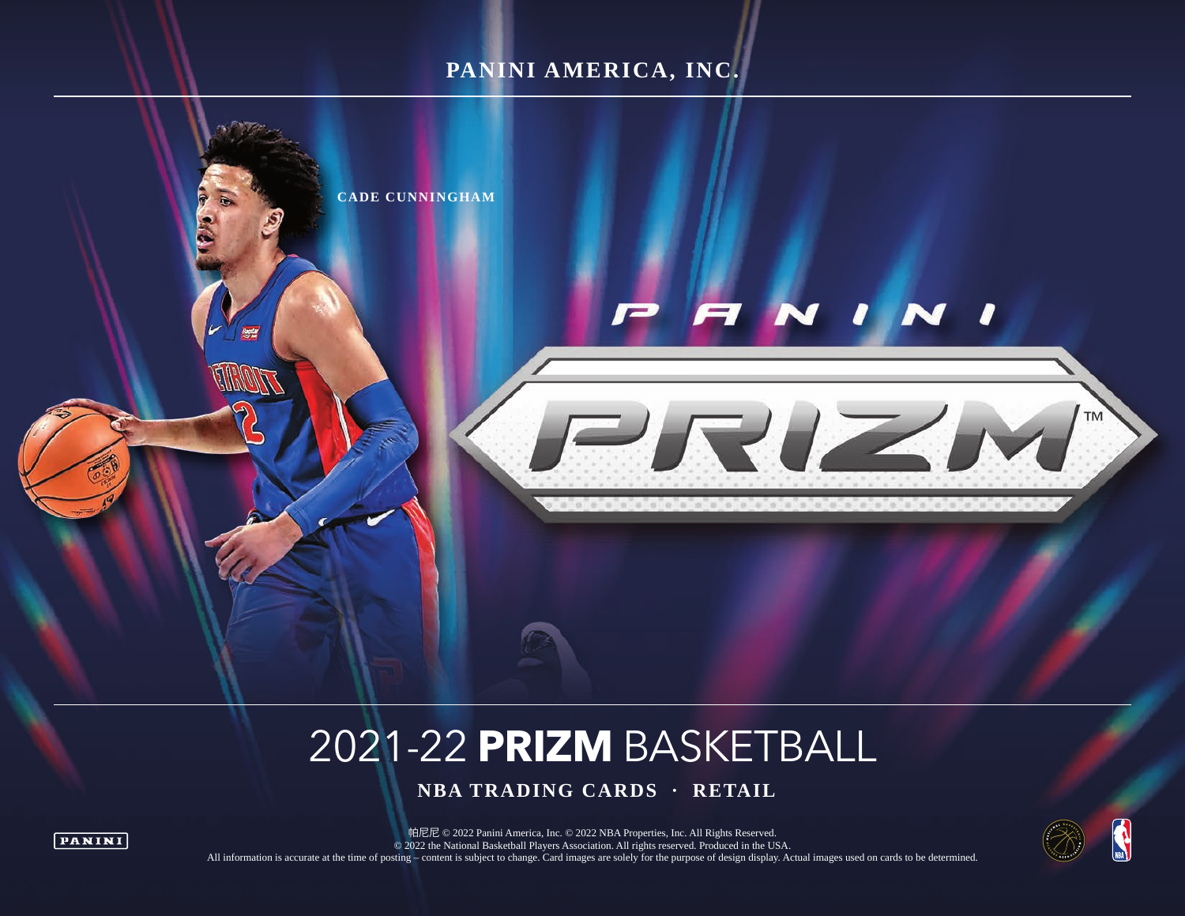PANINI AMERICA, INC.

CADE CUNNINGHAM

PANINI

PRIZM™

# 2021-22 **PRIZM** BASKETBALL

**NBA TRADING CARDS · RETAIL**

帕尼尼 © 2022 Panini America, Inc. © 2022 NBA Properties, Inc. All Rights Reserved.
© 2022 the National Basketball Players Association. All rights reserved. Produced in the USA.
All information is accurate at the time of posting – content is subject to change. Card images are solely for the purpose of design display. Actual images used on cards to be determined.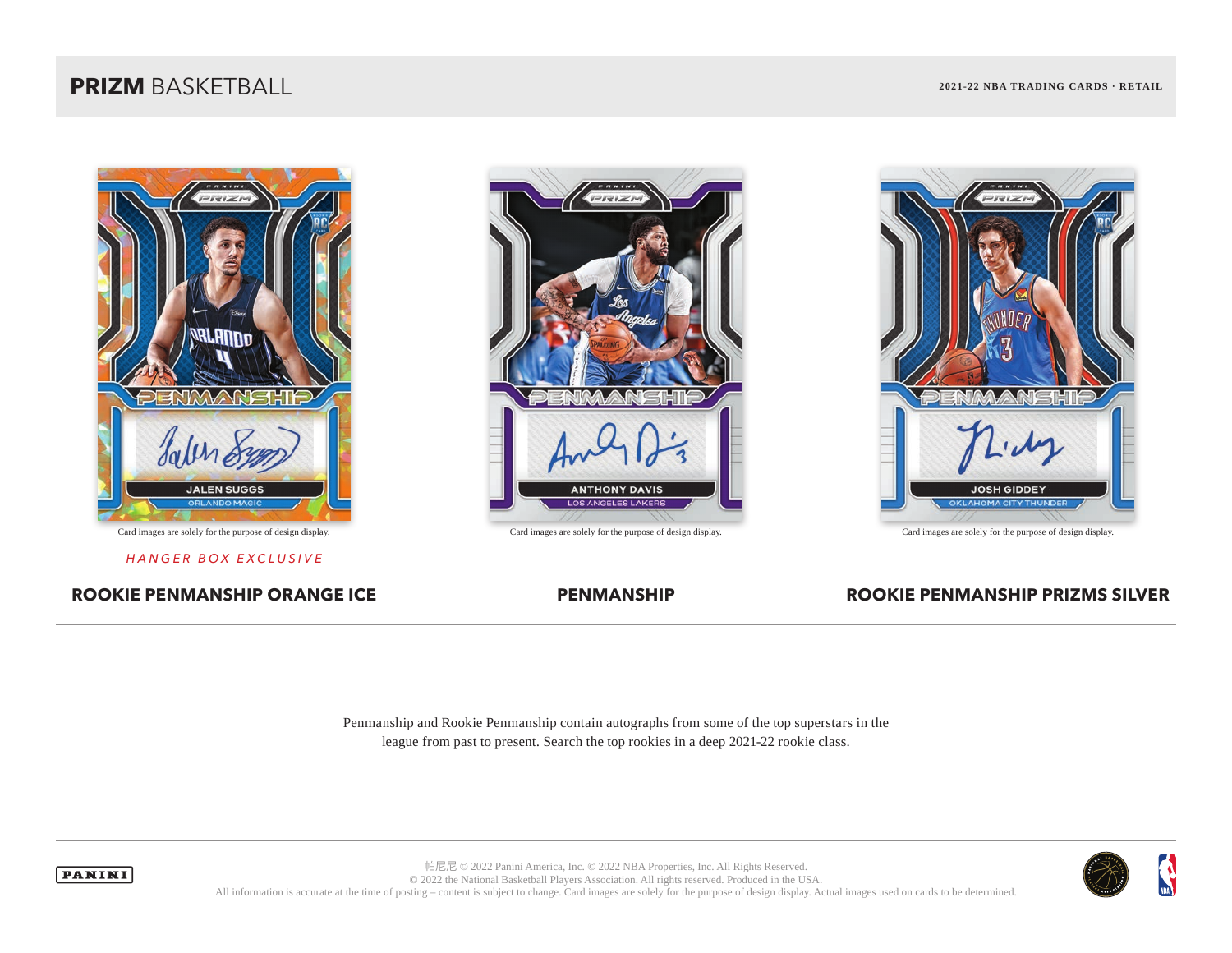**PRIZM** BASKETBALL

2021-22 NBA TRADING CARDS · RETAIL

Card images are solely for the purpose of design display.

*HANGER BOX EXCLUSIVE*

**ROOKIE PENMANSHIP ORANGE ICE**

Card images are solely for the purpose of design display.

**PENMANSHIP**

Card images are solely for the purpose of design display.

**ROOKIE PENMANSHIP PRIZMS SILVER**

Penmanship and Rookie Penmanship contain autographs from some of the top superstars in the league from past to present. Search the top rookies in a deep 2021-22 rookie class.

帕尼尼 © 2022 Panini America, Inc. © 2022 NBA Properties, Inc. All Rights Reserved.
© 2022 the National Basketball Players Association. All rights reserved. Produced in the USA.
All information is accurate at the time of posting – content is subject to change. Card images are solely for the purpose of design display. Actual images used on cards to be determined.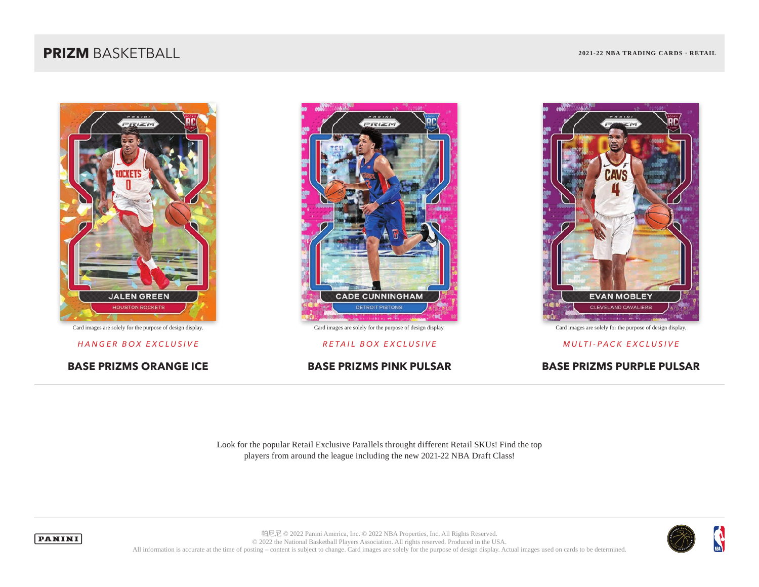**PRIZM** BASKETBALL

**2021-22 NBA TRADING CARDS · RETAIL**

Card images are solely for the purpose of design display.

*HANGER BOX EXCLUSIVE*

**BASE PRIZMS ORANGE ICE**

Card images are solely for the purpose of design display.

*RETAIL BOX EXCLUSIVE*

**BASE PRIZMS PINK PULSAR**

Card images are solely for the purpose of design display.

*MULTI-PACK EXCLUSIVE*

**BASE PRIZMS PURPLE PULSAR**

Look for the popular Retail Exclusive Parallels throught different Retail SKUs! Find the top players from around the league including the new 2021-22 NBA Draft Class!

帕尼尼 © 2022 Panini America, Inc. © 2022 NBA Properties, Inc. All Rights Reserved.
© 2022 the National Basketball Players Association. All rights reserved. Produced in the USA.
All information is accurate at the time of posting – content is subject to change. Card images are solely for the purpose of design display. Actual images used on cards to be determined.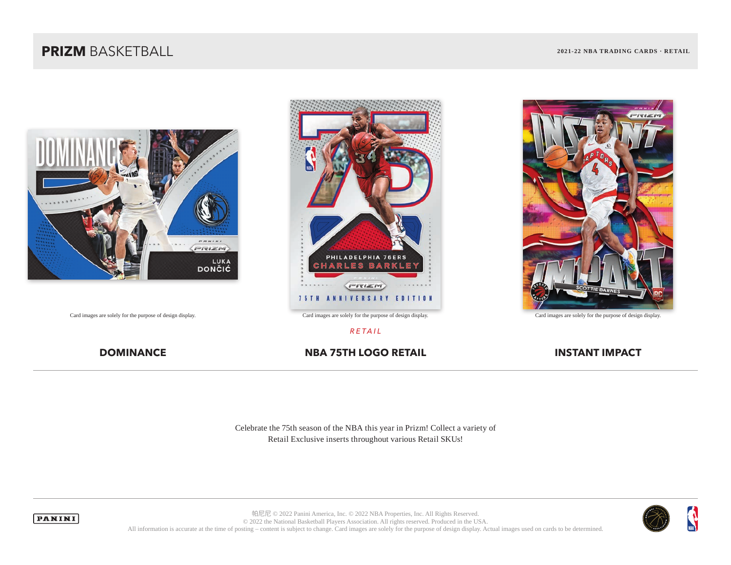# **PRIZM** BASKETBALL

**2021-22 NBA TRADING CARDS · RETAIL**

Card images are solely for the purpose of design display.

## DOMINANCE

Card images are solely for the purpose of design display.

*RETAIL*

## NBA 75TH LOGO RETAIL

Card images are solely for the purpose of design display.

## INSTANT IMPACT

Celebrate the 75th season of the NBA this year in Prizm! Collect a variety of Retail Exclusive inserts throughout various Retail SKUs!

帕尼尼 © 2022 Panini America, Inc. © 2022 NBA Properties, Inc. All Rights Reserved.
© 2022 the National Basketball Players Association. All rights reserved. Produced in the USA.
All information is accurate at the time of posting – content is subject to change. Card images are solely for the purpose of design display. Actual images used on cards to be determined.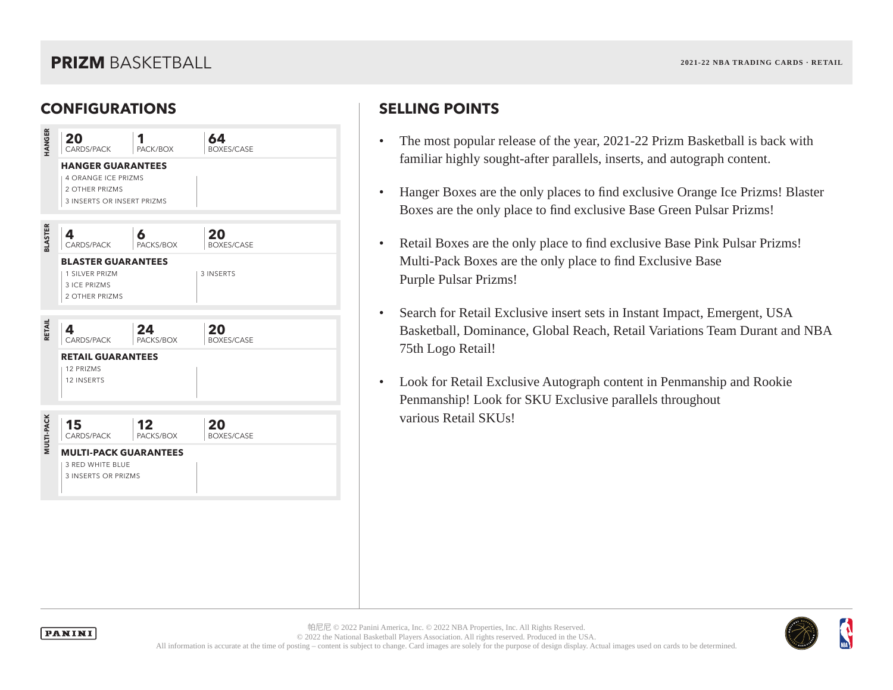# **PRIZM** BASKETBALL

2021-22 NBA TRADING CARDS · RETAIL

## CONFIGURATIONS

### HANGER

| 20 | 1 | 64 |
| --- | --- | --- |
| CARDS/PACK | PACK/BOX | BOXES/CASE |

**HANGER GUARANTEES**

- 4 ORANGE ICE PRIZMS
- 2 OTHER PRIZMS
- 3 INSERTS OR INSERT PRIZMS

### BLASTER

| 4 | 6 | 20 |
| --- | --- | --- |
| CARDS/PACK | PACKS/BOX | BOXES/CASE |

**BLASTER GUARANTEES**

- 1 SILVER PRIZM
- 3 ICE PRIZMS
- 2 OTHER PRIZMS
- 3 INSERTS

### RETAIL

| 4 | 24 | 20 |
| --- | --- | --- |
| CARDS/PACK | PACKS/BOX | BOXES/CASE |

**RETAIL GUARANTEES**

- 12 PRIZMS
- 12 INSERTS

### MULTI-PACK

| 15 | 12 | 20 |
| --- | --- | --- |
| CARDS/PACK | PACKS/BOX | BOXES/CASE |

**MULTI-PACK GUARANTEES**

- 3 RED WHITE BLUE
- 3 INSERTS OR PRIZMS

## SELLING POINTS

- The most popular release of the year, 2021-22 Prizm Basketball is back with familiar highly sought-after parallels, inserts, and autograph content.
- Hanger Boxes are the only places to find exclusive Orange Ice Prizms! Blaster Boxes are the only place to find exclusive Base Green Pulsar Prizms!
- Retail Boxes are the only place to find exclusive Base Pink Pulsar Prizms! Multi-Pack Boxes are the only place to find Exclusive Base Purple Pulsar Prizms!
- Search for Retail Exclusive insert sets in Instant Impact, Emergent, USA Basketball, Dominance, Global Reach, Retail Variations Team Durant and NBA 75th Logo Retail!
- Look for Retail Exclusive Autograph content in Penmanship and Rookie Penmanship! Look for SKU Exclusive parallels throughout various Retail SKUs!

PANINI

帕尼尼 © 2022 Panini America, Inc. © 2022 NBA Properties, Inc. All Rights Reserved.
© 2022 the National Basketball Players Association. All rights reserved. Produced in the USA.
All information is accurate at the time of posting – content is subject to change. Card images are solely for the purpose of design display. Actual images used on cards to be determined.